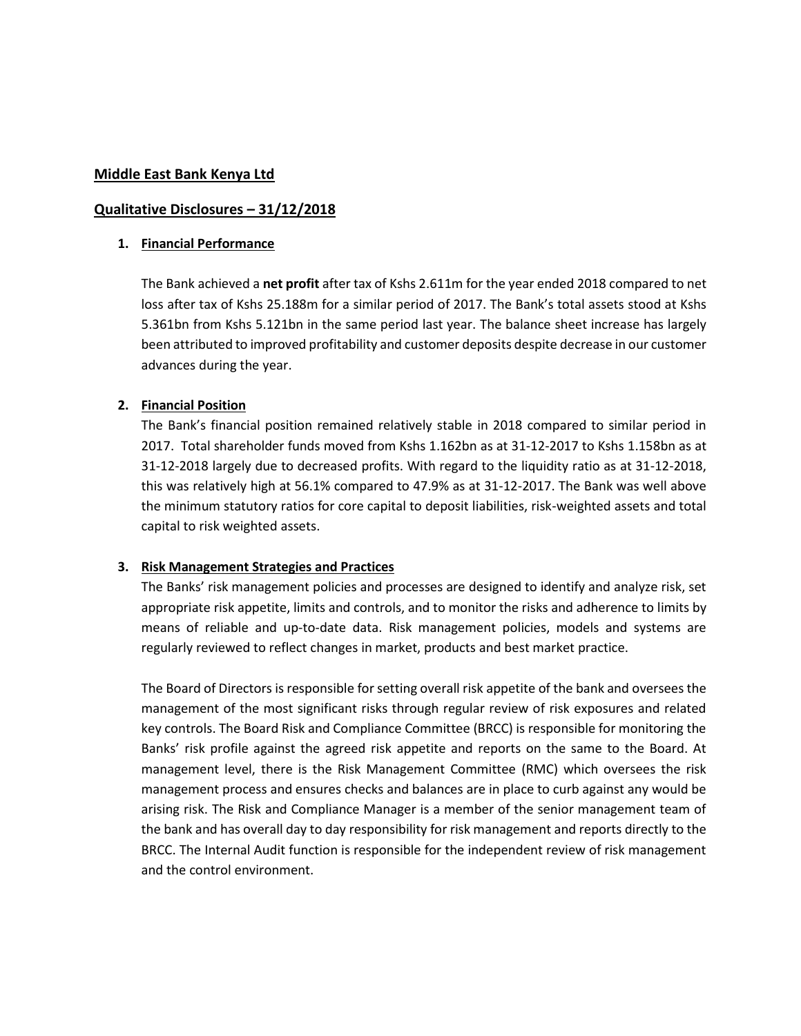# Middle East Bank Kenya Ltd

## Qualitative Disclosures – 31/12/2018

### 1. Financial Performance

The Bank achieved a **net profit** after tax of Kshs 2.611m for the year ended 2018 compared to net loss after tax of Kshs 25.188m for a similar period of 2017. The Bank's total assets stood at Kshs 5.361bn from Kshs 5.121bn in the same period last year. The balance sheet increase has largely been attributed to improved profitability and customer deposits despite decrease in our customer advances during the year.

### 2. Financial Position

The Bank's financial position remained relatively stable in 2018 compared to similar period in 2017. Total shareholder funds moved from Kshs 1.162bn as at 31-12-2017 to Kshs 1.158bn as at 31-12-2018 largely due to decreased profits. With regard to the liquidity ratio as at 31-12-2018, this was relatively high at 56.1% compared to 47.9% as at 31-12-2017. The Bank was well above the minimum statutory ratios for core capital to deposit liabilities, risk-weighted assets and total capital to risk weighted assets.

### 3. Risk Management Strategies and Practices

The Banks' risk management policies and processes are designed to identify and analyze risk, set appropriate risk appetite, limits and controls, and to monitor the risks and adherence to limits by means of reliable and up-to-date data. Risk management policies, models and systems are regularly reviewed to reflect changes in market, products and best market practice.

The Board of Directors is responsible for setting overall risk appetite of the bank and oversees the management of the most significant risks through regular review of risk exposures and related key controls. The Board Risk and Compliance Committee (BRCC) is responsible for monitoring the Banks' risk profile against the agreed risk appetite and reports on the same to the Board. At management level, there is the Risk Management Committee (RMC) which oversees the risk management process and ensures checks and balances are in place to curb against any would be arising risk. The Risk and Compliance Manager is a member of the senior management team of the bank and has overall day to day responsibility for risk management and reports directly to the BRCC. The Internal Audit function is responsible for the independent review of risk management and the control environment.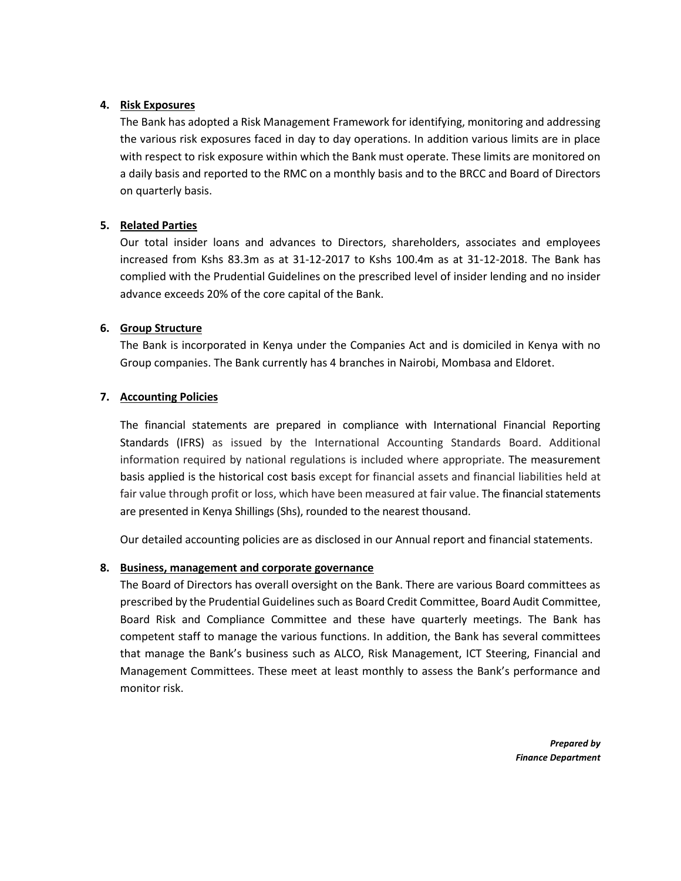4. **Risk Exposures**

   The Bank has adopted a Risk Management Framework for identifying, monitoring and addressing the various risk exposures faced in day to day operations. In addition various limits are in place with respect to risk exposure within which the Bank must operate. These limits are monitored on a daily basis and reported to the RMC on a monthly basis and to the BRCC and Board of Directors on quarterly basis.

5. **Related Parties**

   Our total insider loans and advances to Directors, shareholders, associates and employees increased from Kshs 83.3m as at 31-12-2017 to Kshs 100.4m as at 31-12-2018. The Bank has complied with the Prudential Guidelines on the prescribed level of insider lending and no insider advance exceeds 20% of the core capital of the Bank.

6. **Group Structure**

   The Bank is incorporated in Kenya under the Companies Act and is domiciled in Kenya with no Group companies. The Bank currently has 4 branches in Nairobi, Mombasa and Eldoret.

7. **Accounting Policies**

   The financial statements are prepared in compliance with International Financial Reporting Standards (IFRS) as issued by the International Accounting Standards Board. Additional information required by national regulations is included where appropriate. The measurement basis applied is the historical cost basis except for financial assets and financial liabilities held at fair value through profit or loss, which have been measured at fair value. The financial statements are presented in Kenya Shillings (Shs), rounded to the nearest thousand.

   Our detailed accounting policies are as disclosed in our Annual report and financial statements.

8. **Business, management and corporate governance**

   The Board of Directors has overall oversight on the Bank. There are various Board committees as prescribed by the Prudential Guidelines such as Board Credit Committee, Board Audit Committee, Board Risk and Compliance Committee and these have quarterly meetings. The Bank has competent staff to manage the various functions. In addition, the Bank has several committees that manage the Bank's business such as ALCO, Risk Management, ICT Steering, Financial and Management Committees. These meet at least monthly to assess the Bank's performance and monitor risk.

***Prepared by***
***Finance Department***